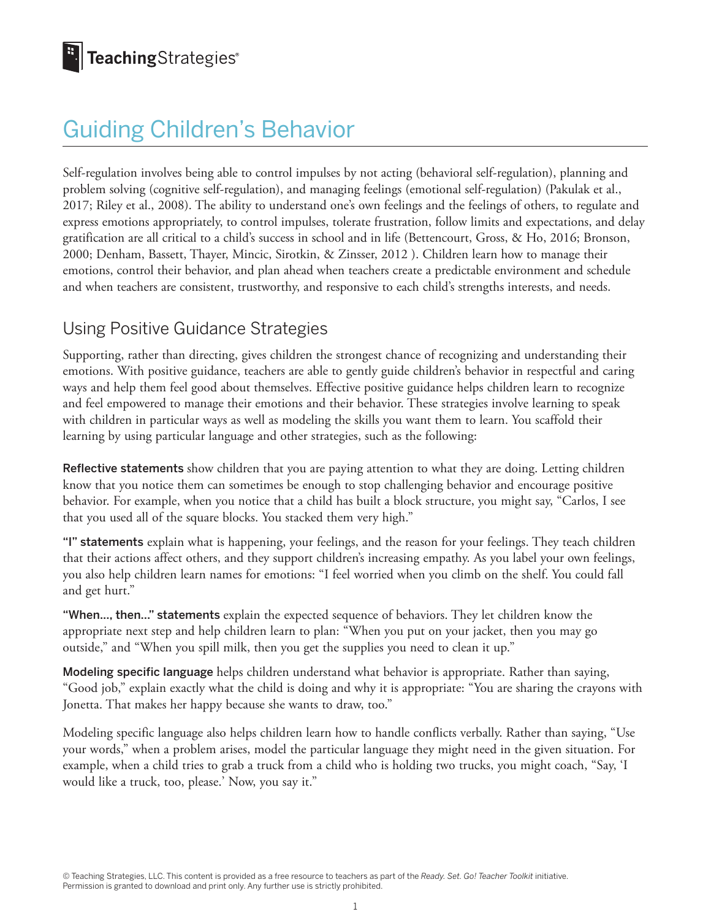# Guiding Children's Behavior

Self-regulation involves being able to control impulses by not acting (behavioral self-regulation), planning and problem solving (cognitive self-regulation), and managing feelings (emotional self-regulation) (Pakulak et al., 2017; Riley et al., 2008). The ability to understand one's own feelings and the feelings of others, to regulate and express emotions appropriately, to control impulses, tolerate frustration, follow limits and expectations, and delay gratification are all critical to a child's success in school and in life (Bettencourt, Gross, & Ho, 2016; Bronson, 2000; Denham, Bassett, Thayer, Mincic, Sirotkin, & Zinsser, 2012 ). Children learn how to manage their emotions, control their behavior, and plan ahead when teachers create a predictable environment and schedule and when teachers are consistent, trustworthy, and responsive to each child's strengths interests, and needs.

## Using Positive Guidance Strategies

Supporting, rather than directing, gives children the strongest chance of recognizing and understanding their emotions. With positive guidance, teachers are able to gently guide children's behavior in respectful and caring ways and help them feel good about themselves. Effective positive guidance helps children learn to recognize and feel empowered to manage their emotions and their behavior. These strategies involve learning to speak with children in particular ways as well as modeling the skills you want them to learn. You scaffold their learning by using particular language and other strategies, such as the following:

**Reflective statements** show children that you are paying attention to what they are doing. Letting children know that you notice them can sometimes be enough to stop challenging behavior and encourage positive behavior. For example, when you notice that a child has built a block structure, you might say, "Carlos, I see that you used all of the square blocks. You stacked them very high."

**"I" statements** explain what is happening, your feelings, and the reason for your feelings. They teach children that their actions affect others, and they support children's increasing empathy. As you label your own feelings, you also help children learn names for emotions: "I feel worried when you climb on the shelf. You could fall and get hurt."

**"When..., then..." statements** explain the expected sequence of behaviors. They let children know the appropriate next step and help children learn to plan: "When you put on your jacket, then you may go outside," and "When you spill milk, then you get the supplies you need to clean it up."

**Modeling specific language** helps children understand what behavior is appropriate. Rather than saying, "Good job," explain exactly what the child is doing and why it is appropriate: "You are sharing the crayons with Jonetta. That makes her happy because she wants to draw, too."

Modeling specific language also helps children learn how to handle conflicts verbally. Rather than saying, "Use your words," when a problem arises, model the particular language they might need in the given situation. For example, when a child tries to grab a truck from a child who is holding two trucks, you might coach, "Say, 'I would like a truck, too, please.' Now, you say it."

© Teaching Strategies, LLC. This content is provided as a free resource to teachers as part of the *Ready. Set. Go! Teacher Toolkit* initiative. Permission is granted to download and print only. Any further use is strictly prohibited.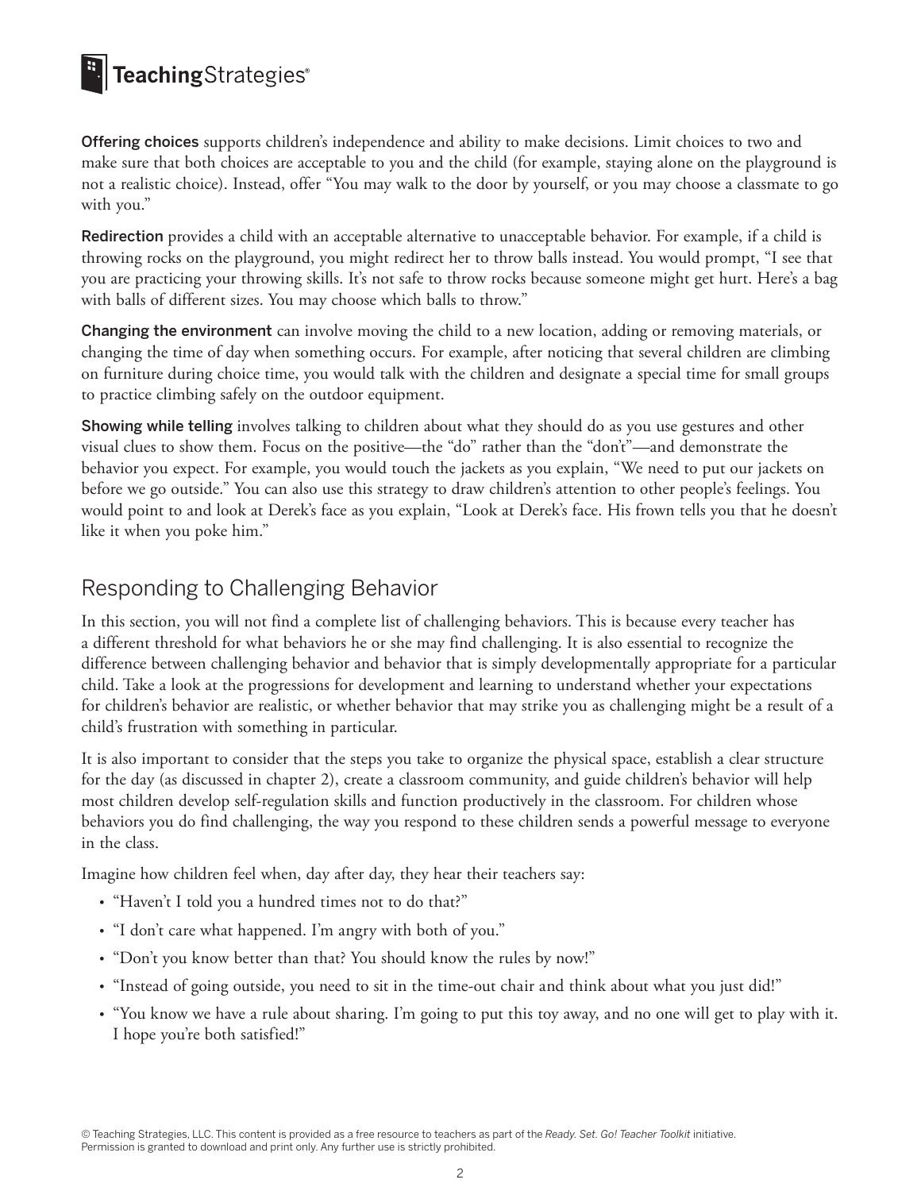**Offering choices** supports children's independence and ability to make decisions. Limit choices to two and make sure that both choices are acceptable to you and the child (for example, staying alone on the playground is not a realistic choice). Instead, offer "You may walk to the door by yourself, or you may choose a classmate to go with you."

**Redirection** provides a child with an acceptable alternative to unacceptable behavior. For example, if a child is throwing rocks on the playground, you might redirect her to throw balls instead. You would prompt, "I see that you are practicing your throwing skills. It's not safe to throw rocks because someone might get hurt. Here's a bag with balls of different sizes. You may choose which balls to throw."

**Changing the environment** can involve moving the child to a new location, adding or removing materials, or changing the time of day when something occurs. For example, after noticing that several children are climbing on furniture during choice time, you would talk with the children and designate a special time for small groups to practice climbing safely on the outdoor equipment.

**Showing while telling** involves talking to children about what they should do as you use gestures and other visual clues to show them. Focus on the positive—the "do" rather than the "don't"—and demonstrate the behavior you expect. For example, you would touch the jackets as you explain, "We need to put our jackets on before we go outside." You can also use this strategy to draw children's attention to other people's feelings. You would point to and look at Derek's face as you explain, "Look at Derek's face. His frown tells you that he doesn't like it when you poke him."

## Responding to Challenging Behavior

In this section, you will not find a complete list of challenging behaviors. This is because every teacher has a different threshold for what behaviors he or she may find challenging. It is also essential to recognize the difference between challenging behavior and behavior that is simply developmentally appropriate for a particular child. Take a look at the progressions for development and learning to understand whether your expectations for children's behavior are realistic, or whether behavior that may strike you as challenging might be a result of a child's frustration with something in particular.

It is also important to consider that the steps you take to organize the physical space, establish a clear structure for the day (as discussed in chapter 2), create a classroom community, and guide children's behavior will help most children develop self-regulation skills and function productively in the classroom. For children whose behaviors you do find challenging, the way you respond to these children sends a powerful message to everyone in the class.

Imagine how children feel when, day after day, they hear their teachers say:

- "Haven't I told you a hundred times not to do that?"
- "I don't care what happened. I'm angry with both of you."
- "Don't you know better than that? You should know the rules by now!"
- "Instead of going outside, you need to sit in the time-out chair and think about what you just did!"
- "You know we have a rule about sharing. I'm going to put this toy away, and no one will get to play with it. I hope you're both satisfied!"

© Teaching Strategies, LLC. This content is provided as a free resource to teachers as part of the *Ready. Set. Go! Teacher Toolkit* initiative. Permission is granted to download and print only. Any further use is strictly prohibited.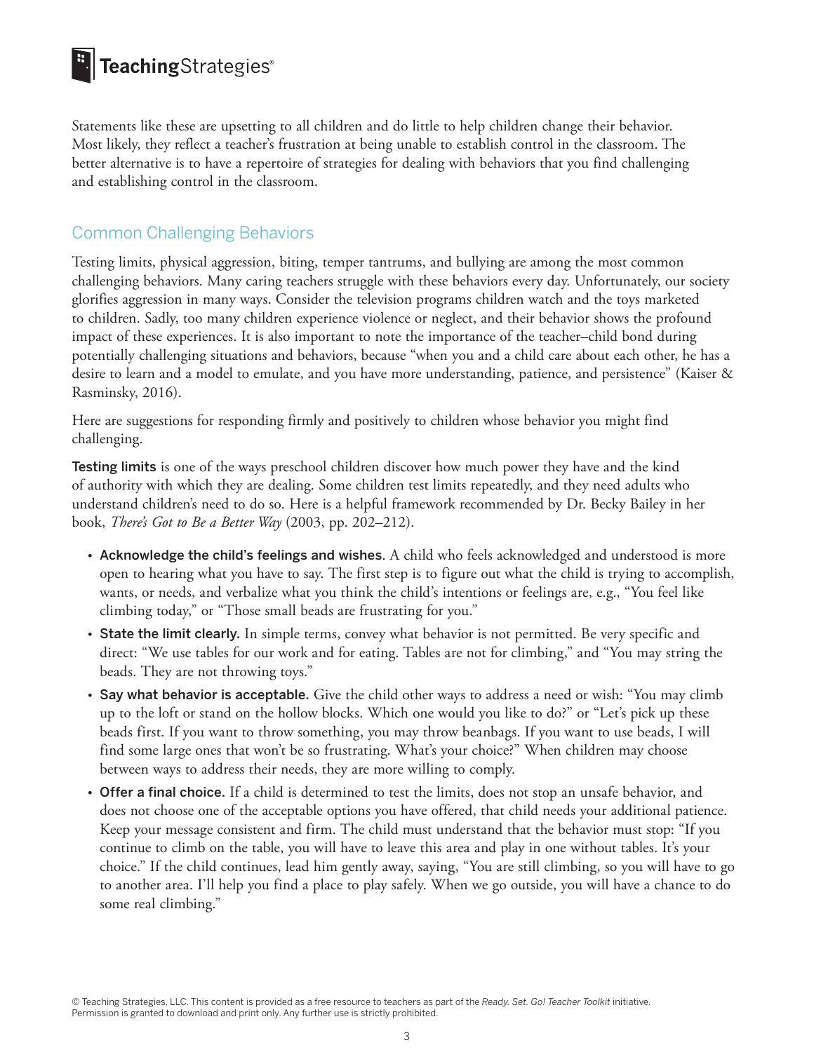Statements like these are upsetting to all children and do little to help children change their behavior. Most likely, they reflect a teacher's frustration at being unable to establish control in the classroom. The better alternative is to have a repertoire of strategies for dealing with behaviors that you find challenging and establishing control in the classroom.

## Common Challenging Behaviors

Testing limits, physical aggression, biting, temper tantrums, and bullying are among the most common challenging behaviors. Many caring teachers struggle with these behaviors every day. Unfortunately, our society glorifies aggression in many ways. Consider the television programs children watch and the toys marketed to children. Sadly, too many children experience violence or neglect, and their behavior shows the profound impact of these experiences. It is also important to note the importance of the teacher–child bond during potentially challenging situations and behaviors, because "when you and a child care about each other, he has a desire to learn and a model to emulate, and you have more understanding, patience, and persistence" (Kaiser & Rasminsky, 2016).

Here are suggestions for responding firmly and positively to children whose behavior you might find challenging.

**Testing limits** is one of the ways preschool children discover how much power they have and the kind of authority with which they are dealing. Some children test limits repeatedly, and they need adults who understand children's need to do so. Here is a helpful framework recommended by Dr. Becky Bailey in her book, *There's Got to Be a Better Way* (2003, pp. 202–212).

- **Acknowledge the child's feelings and wishes.** A child who feels acknowledged and understood is more open to hearing what you have to say. The first step is to figure out what the child is trying to accomplish, wants, or needs, and verbalize what you think the child's intentions or feelings are, e.g., "You feel like climbing today," or "Those small beads are frustrating for you."
- **State the limit clearly.** In simple terms, convey what behavior is not permitted. Be very specific and direct: "We use tables for our work and for eating. Tables are not for climbing," and "You may string the beads. They are not throwing toys."
- **Say what behavior is acceptable.** Give the child other ways to address a need or wish: "You may climb up to the loft or stand on the hollow blocks. Which one would you like to do?" or "Let's pick up these beads first. If you want to throw something, you may throw beanbags. If you want to use beads, I will find some large ones that won't be so frustrating. What's your choice?" When children may choose between ways to address their needs, they are more willing to comply.
- **Offer a final choice.** If a child is determined to test the limits, does not stop an unsafe behavior, and does not choose one of the acceptable options you have offered, that child needs your additional patience. Keep your message consistent and firm. The child must understand that the behavior must stop: "If you continue to climb on the table, you will have to leave this area and play in one without tables. It's your choice." If the child continues, lead him gently away, saying, "You are still climbing, so you will have to go to another area. I'll help you find a place to play safely. When we go outside, you will have a chance to do some real climbing."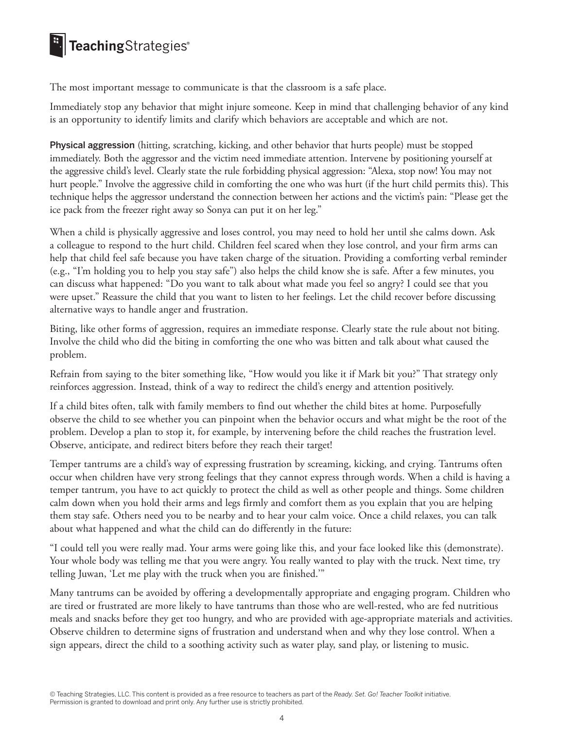The most important message to communicate is that the classroom is a safe place.

Immediately stop any behavior that might injure someone. Keep in mind that challenging behavior of any kind is an opportunity to identify limits and clarify which behaviors are acceptable and which are not.

**Physical aggression** (hitting, scratching, kicking, and other behavior that hurts people) must be stopped immediately. Both the aggressor and the victim need immediate attention. Intervene by positioning yourself at the aggressive child's level. Clearly state the rule forbidding physical aggression: "Alexa, stop now! You may not hurt people." Involve the aggressive child in comforting the one who was hurt (if the hurt child permits this). This technique helps the aggressor understand the connection between her actions and the victim's pain: "Please get the ice pack from the freezer right away so Sonya can put it on her leg."

When a child is physically aggressive and loses control, you may need to hold her until she calms down. Ask a colleague to respond to the hurt child. Children feel scared when they lose control, and your firm arms can help that child feel safe because you have taken charge of the situation. Providing a comforting verbal reminder (e.g., "I'm holding you to help you stay safe") also helps the child know she is safe. After a few minutes, you can discuss what happened: "Do you want to talk about what made you feel so angry? I could see that you were upset." Reassure the child that you want to listen to her feelings. Let the child recover before discussing alternative ways to handle anger and frustration.

Biting, like other forms of aggression, requires an immediate response. Clearly state the rule about not biting. Involve the child who did the biting in comforting the one who was bitten and talk about what caused the problem.

Refrain from saying to the biter something like, "How would you like it if Mark bit you?" That strategy only reinforces aggression. Instead, think of a way to redirect the child's energy and attention positively.

If a child bites often, talk with family members to find out whether the child bites at home. Purposefully observe the child to see whether you can pinpoint when the behavior occurs and what might be the root of the problem. Develop a plan to stop it, for example, by intervening before the child reaches the frustration level. Observe, anticipate, and redirect biters before they reach their target!

Temper tantrums are a child's way of expressing frustration by screaming, kicking, and crying. Tantrums often occur when children have very strong feelings that they cannot express through words. When a child is having a temper tantrum, you have to act quickly to protect the child as well as other people and things. Some children calm down when you hold their arms and legs firmly and comfort them as you explain that you are helping them stay safe. Others need you to be nearby and to hear your calm voice. Once a child relaxes, you can talk about what happened and what the child can do differently in the future:

"I could tell you were really mad. Your arms were going like this, and your face looked like this (demonstrate). Your whole body was telling me that you were angry. You really wanted to play with the truck. Next time, try telling Juwan, 'Let me play with the truck when you are finished.'"

Many tantrums can be avoided by offering a developmentally appropriate and engaging program. Children who are tired or frustrated are more likely to have tantrums than those who are well-rested, who are fed nutritious meals and snacks before they get too hungry, and who are provided with age-appropriate materials and activities. Observe children to determine signs of frustration and understand when and why they lose control. When a sign appears, direct the child to a soothing activity such as water play, sand play, or listening to music.

© Teaching Strategies, LLC. This content is provided as a free resource to teachers as part of the *Ready. Set. Go! Teacher Toolkit* initiative. Permission is granted to download and print only. Any further use is strictly prohibited.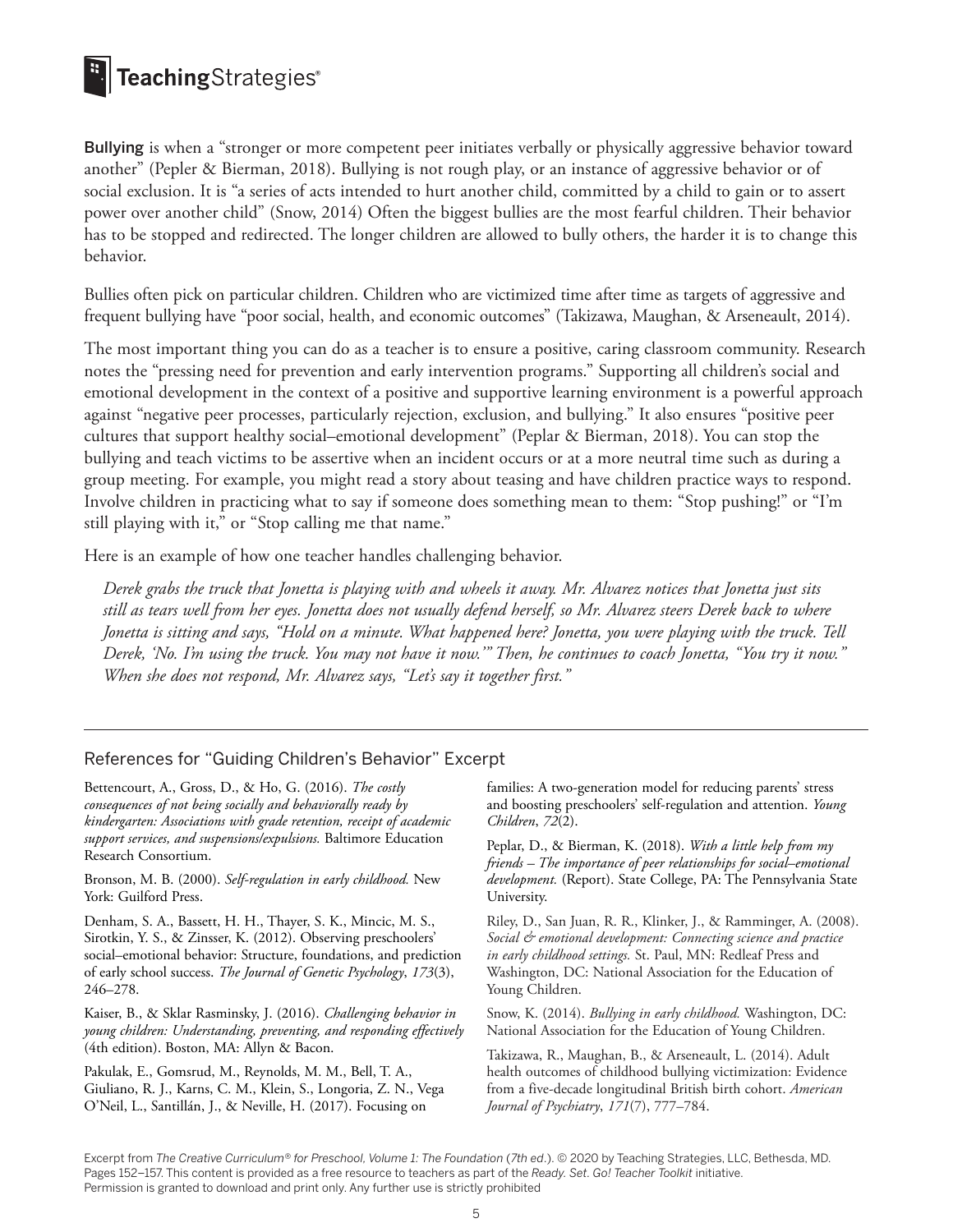**Bullying** is when a "stronger or more competent peer initiates verbally or physically aggressive behavior toward another" (Pepler & Bierman, 2018). Bullying is not rough play, or an instance of aggressive behavior or of social exclusion. It is "a series of acts intended to hurt another child, committed by a child to gain or to assert power over another child" (Snow, 2014) Often the biggest bullies are the most fearful children. Their behavior has to be stopped and redirected. The longer children are allowed to bully others, the harder it is to change this behavior.

Bullies often pick on particular children. Children who are victimized time after time as targets of aggressive and frequent bullying have "poor social, health, and economic outcomes" (Takizawa, Maughan, & Arseneault, 2014).

The most important thing you can do as a teacher is to ensure a positive, caring classroom community. Research notes the "pressing need for prevention and early intervention programs." Supporting all children's social and emotional development in the context of a positive and supportive learning environment is a powerful approach against "negative peer processes, particularly rejection, exclusion, and bullying." It also ensures "positive peer cultures that support healthy social–emotional development" (Peplar & Bierman, 2018). You can stop the bullying and teach victims to be assertive when an incident occurs or at a more neutral time such as during a group meeting. For example, you might read a story about teasing and have children practice ways to respond. Involve children in practicing what to say if someone does something mean to them: "Stop pushing!" or "I'm still playing with it," or "Stop calling me that name."

Here is an example of how one teacher handles challenging behavior.

> *Derek grabs the truck that Jonetta is playing with and wheels it away. Mr. Alvarez notices that Jonetta just sits still as tears well from her eyes. Jonetta does not usually defend herself, so Mr. Alvarez steers Derek back to where Jonetta is sitting and says, "Hold on a minute. What happened here? Jonetta, you were playing with the truck. Tell Derek, 'No. I'm using the truck. You may not have it now.'" Then, he continues to coach Jonetta, "You try it now." When she does not respond, Mr. Alvarez says, "Let's say it together first."*

---

## References for "Guiding Children's Behavior" Excerpt

Bettencourt, A., Gross, D., & Ho, G. (2016). *The costly consequences of not being socially and behaviorally ready by kindergarten: Associations with grade retention, receipt of academic support services, and suspensions/expulsions.* Baltimore Education Research Consortium.

Bronson, M. B. (2000). *Self-regulation in early childhood.* New York: Guilford Press.

Denham, S. A., Bassett, H. H., Thayer, S. K., Mincic, M. S., Sirotkin, Y. S., & Zinsser, K. (2012). Observing preschoolers' social–emotional behavior: Structure, foundations, and prediction of early school success. *The Journal of Genetic Psychology*, *173*(3), 246–278.

Kaiser, B., & Sklar Rasminsky, J. (2016). *Challenging behavior in young children: Understanding, preventing, and responding effectively* (4th edition). Boston, MA: Allyn & Bacon.

Pakulak, E., Gomsrud, M., Reynolds, M. M., Bell, T. A., Giuliano, R. J., Karns, C. M., Klein, S., Longoria, Z. N., Vega O'Neil, L., Santillán, J., & Neville, H. (2017). Focusing on families: A two-generation model for reducing parents' stress and boosting preschoolers' self-regulation and attention. *Young Children*, *72*(2).

Peplar, D., & Bierman, K. (2018). *With a little help from my friends – The importance of peer relationships for social–emotional development.* (Report). State College, PA: The Pennsylvania State University.

Riley, D., San Juan, R. R., Klinker, J., & Ramminger, A. (2008). *Social & emotional development: Connecting science and practice in early childhood settings.* St. Paul, MN: Redleaf Press and Washington, DC: National Association for the Education of Young Children.

Snow, K. (2014). *Bullying in early childhood.* Washington, DC: National Association for the Education of Young Children.

Takizawa, R., Maughan, B., & Arseneault, L. (2014). Adult health outcomes of childhood bullying victimization: Evidence from a five-decade longitudinal British birth cohort. *American Journal of Psychiatry*, *171*(7), 777–784.

Excerpt from *The Creative Curriculum® for Preschool, Volume 1: The Foundation* (*7th ed.*). © 2020 by Teaching Strategies, LLC, Bethesda, MD. Pages 152–157. This content is provided as a free resource to teachers as part of the *Ready. Set. Go! Teacher Toolkit* initiative. Permission is granted to download and print only. Any further use is strictly prohibited